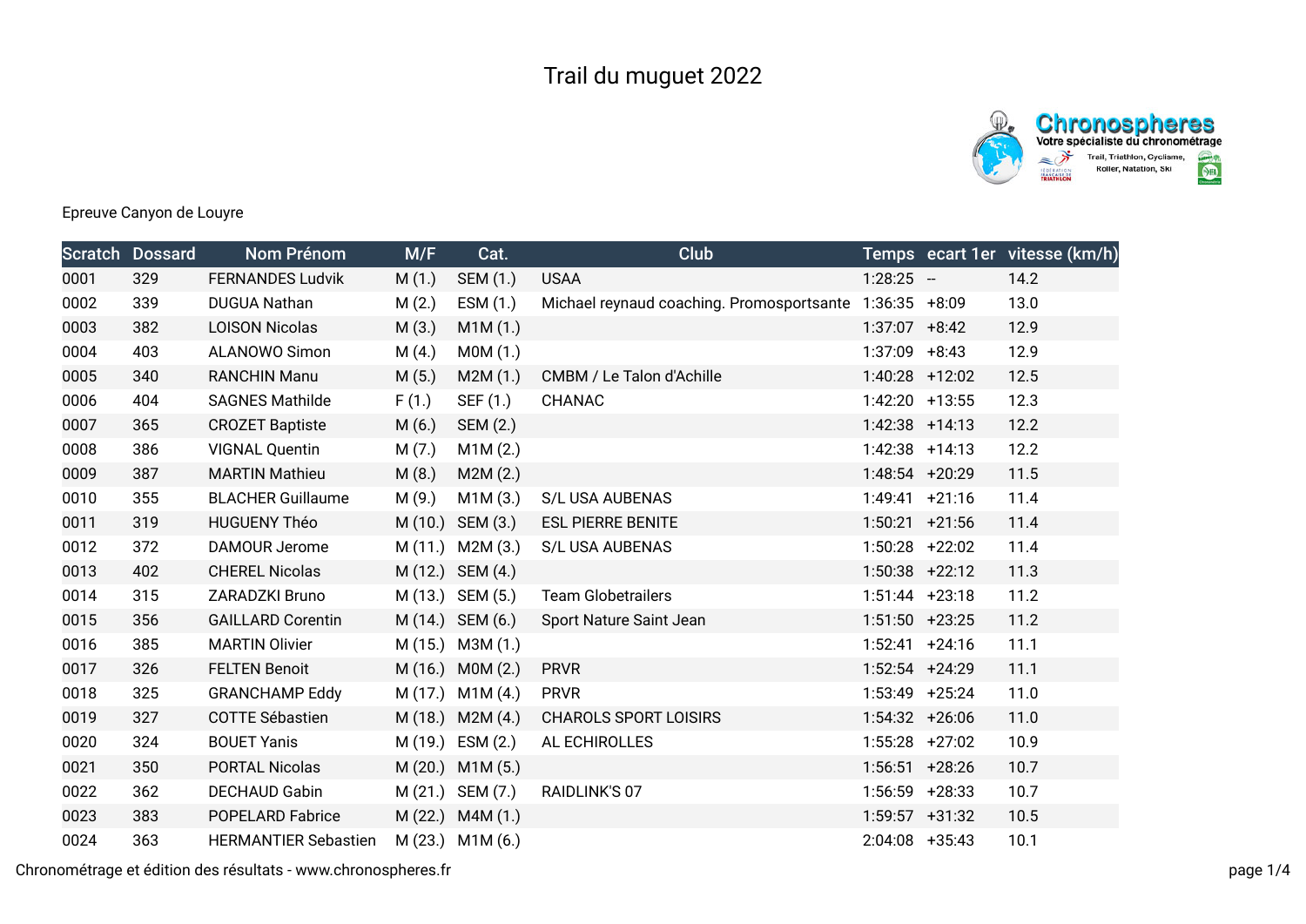# Trail du muguet 2022

Epreuve Canyon de Louyre

| Scratch | Dossard | Nom Prénom | M/F | Cat. | Club | Temps | ecart 1er | vitesse (km/h) |
|---|---|---|---|---|---|---|---|---|
| 0001 | 329 | FERNANDES Ludvik | M (1.) | SEM (1.) | USAA | 1:28:25 | -- | 14.2 |
| 0002 | 339 | DUGUA Nathan | M (2.) | ESM (1.) | Michael reynaud coaching. Promosportsante | 1:36:35 | +8:09 | 13.0 |
| 0003 | 382 | LOISON Nicolas | M (3.) | M1M (1.) | | 1:37:07 | +8:42 | 12.9 |
| 0004 | 403 | ALANOWO Simon | M (4.) | M0M (1.) | | 1:37:09 | +8:43 | 12.9 |
| 0005 | 340 | RANCHIN Manu | M (5.) | M2M (1.) | CMBM / Le Talon d'Achille | 1:40:28 | +12:02 | 12.5 |
| 0006 | 404 | SAGNES Mathilde | F (1.) | SEF (1.) | CHANAC | 1:42:20 | +13:55 | 12.3 |
| 0007 | 365 | CROZET Baptiste | M (6.) | SEM (2.) | | 1:42:38 | +14:13 | 12.2 |
| 0008 | 386 | VIGNAL Quentin | M (7.) | M1M (2.) | | 1:42:38 | +14:13 | 12.2 |
| 0009 | 387 | MARTIN Mathieu | M (8.) | M2M (2.) | | 1:48:54 | +20:29 | 11.5 |
| 0010 | 355 | BLACHER Guillaume | M (9.) | M1M (3.) | S/L USA AUBENAS | 1:49:41 | +21:16 | 11.4 |
| 0011 | 319 | HUGUENY Théo | M (10.) | SEM (3.) | ESL PIERRE BENITE | 1:50:21 | +21:56 | 11.4 |
| 0012 | 372 | DAMOUR Jerome | M (11.) | M2M (3.) | S/L USA AUBENAS | 1:50:28 | +22:02 | 11.4 |
| 0013 | 402 | CHEREL Nicolas | M (12.) | SEM (4.) | | 1:50:38 | +22:12 | 11.3 |
| 0014 | 315 | ZARADZKI Bruno | M (13.) | SEM (5.) | Team Globetrailers | 1:51:44 | +23:18 | 11.2 |
| 0015 | 356 | GAILLARD Corentin | M (14.) | SEM (6.) | Sport Nature Saint Jean | 1:51:50 | +23:25 | 11.2 |
| 0016 | 385 | MARTIN Olivier | M (15.) | M3M (1.) | | 1:52:41 | +24:16 | 11.1 |
| 0017 | 326 | FELTEN Benoit | M (16.) | M0M (2.) | PRVR | 1:52:54 | +24:29 | 11.1 |
| 0018 | 325 | GRANCHAMP Eddy | M (17.) | M1M (4.) | PRVR | 1:53:49 | +25:24 | 11.0 |
| 0019 | 327 | COTTE Sébastien | M (18.) | M2M (4.) | CHAROLS SPORT LOISIRS | 1:54:32 | +26:06 | 11.0 |
| 0020 | 324 | BOUET Yanis | M (19.) | ESM (2.) | AL ECHIROLLES | 1:55:28 | +27:02 | 10.9 |
| 0021 | 350 | PORTAL Nicolas | M (20.) | M1M (5.) | | 1:56:51 | +28:26 | 10.7 |
| 0022 | 362 | DECHAUD Gabin | M (21.) | SEM (7.) | RAIDLINK'S 07 | 1:56:59 | +28:33 | 10.7 |
| 0023 | 383 | POPELARD Fabrice | M (22.) | M4M (1.) | | 1:59:57 | +31:32 | 10.5 |
| 0024 | 363 | HERMANTIER Sebastien | M (23.) | M1M (6.) | | 2:04:08 | +35:43 | 10.1 |

Chronométrage et édition des résultats - www.chronospheres.fr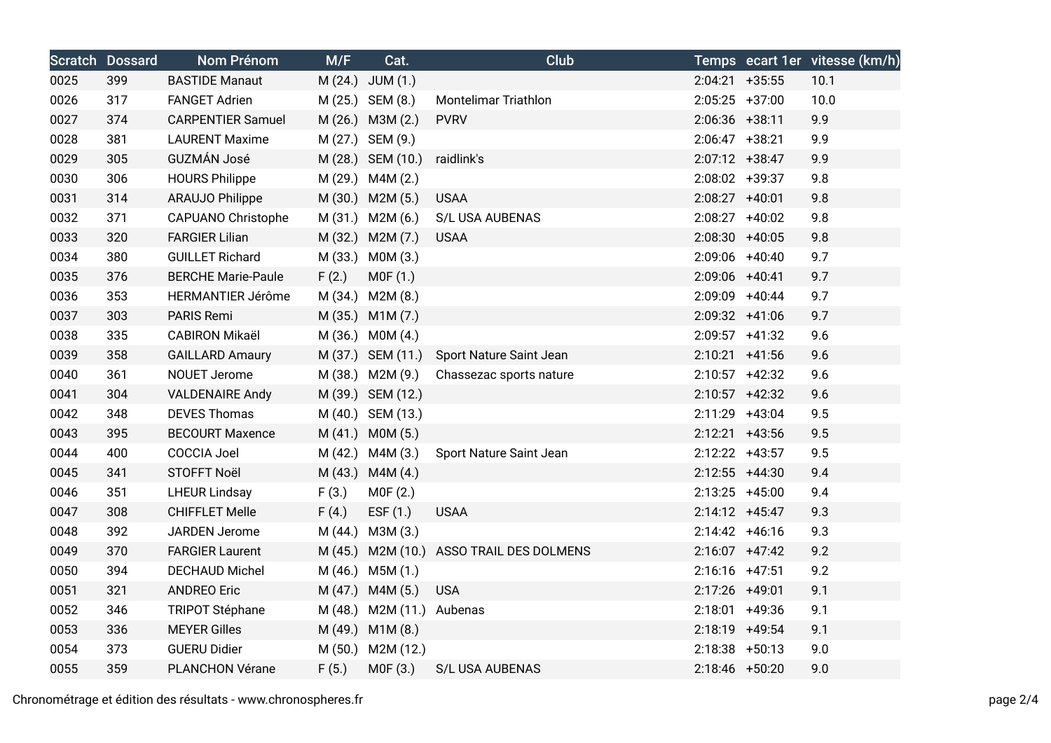| Scratch | Dossard | Nom Prénom | M/F | Cat. | Club | Temps | ecart 1er | vitesse (km/h) |
|---|---|---|---|---|---|---|---|---|
| 0025 | 399 | BASTIDE Manaut | M (24.) | JUM (1.) | | 2:04:21 | +35:55 | 10.1 |
| 0026 | 317 | FANGET Adrien | M (25.) | SEM (8.) | Montelimar Triathlon | 2:05:25 | +37:00 | 10.0 |
| 0027 | 374 | CARPENTIER Samuel | M (26.) | M3M (2.) | PVRV | 2:06:36 | +38:11 | 9.9 |
| 0028 | 381 | LAURENT Maxime | M (27.) | SEM (9.) | | 2:06:47 | +38:21 | 9.9 |
| 0029 | 305 | GUZMÁN José | M (28.) | SEM (10.) | raidlink's | 2:07:12 | +38:47 | 9.9 |
| 0030 | 306 | HOURS Philippe | M (29.) | M4M (2.) | | 2:08:02 | +39:37 | 9.8 |
| 0031 | 314 | ARAUJO Philippe | M (30.) | M2M (5.) | USAA | 2:08:27 | +40:01 | 9.8 |
| 0032 | 371 | CAPUANO Christophe | M (31.) | M2M (6.) | S/L USA AUBENAS | 2:08:27 | +40:02 | 9.8 |
| 0033 | 320 | FARGIER Lilian | M (32.) | M2M (7.) | USAA | 2:08:30 | +40:05 | 9.8 |
| 0034 | 380 | GUILLET Richard | M (33.) | M0M (3.) | | 2:09:06 | +40:40 | 9.7 |
| 0035 | 376 | BERCHE Marie-Paule | F (2.) | M0F (1.) | | 2:09:06 | +40:41 | 9.7 |
| 0036 | 353 | HERMANTIER Jérôme | M (34.) | M2M (8.) | | 2:09:09 | +40:44 | 9.7 |
| 0037 | 303 | PARIS Remi | M (35.) | M1M (7.) | | 2:09:32 | +41:06 | 9.7 |
| 0038 | 335 | CABIRON Mikaël | M (36.) | M0M (4.) | | 2:09:57 | +41:32 | 9.6 |
| 0039 | 358 | GAILLARD Amaury | M (37.) | SEM (11.) | Sport Nature Saint Jean | 2:10:21 | +41:56 | 9.6 |
| 0040 | 361 | NOUET Jerome | M (38.) | M2M (9.) | Chassezac sports nature | 2:10:57 | +42:32 | 9.6 |
| 0041 | 304 | VALDENAIRE Andy | M (39.) | SEM (12.) | | 2:10:57 | +42:32 | 9.6 |
| 0042 | 348 | DEVES Thomas | M (40.) | SEM (13.) | | 2:11:29 | +43:04 | 9.5 |
| 0043 | 395 | BECOURT Maxence | M (41.) | M0M (5.) | | 2:12:21 | +43:56 | 9.5 |
| 0044 | 400 | COCCIA Joel | M (42.) | M4M (3.) | Sport Nature Saint Jean | 2:12:22 | +43:57 | 9.5 |
| 0045 | 341 | STOFFT Noël | M (43.) | M4M (4.) | | 2:12:55 | +44:30 | 9.4 |
| 0046 | 351 | LHEUR Lindsay | F (3.) | M0F (2.) | | 2:13:25 | +45:00 | 9.4 |
| 0047 | 308 | CHIFFLET Melle | F (4.) | ESF (1.) | USAA | 2:14:12 | +45:47 | 9.3 |
| 0048 | 392 | JARDEN Jerome | M (44.) | M3M (3.) | | 2:14:42 | +46:16 | 9.3 |
| 0049 | 370 | FARGIER Laurent | M (45.) | M2M (10.) | ASSO TRAIL DES DOLMENS | 2:16:07 | +47:42 | 9.2 |
| 0050 | 394 | DECHAUD Michel | M (46.) | M5M (1.) | | 2:16:16 | +47:51 | 9.2 |
| 0051 | 321 | ANDREO Eric | M (47.) | M4M (5.) | USA | 2:17:26 | +49:01 | 9.1 |
| 0052 | 346 | TRIPOT Stéphane | M (48.) | M2M (11.) | Aubenas | 2:18:01 | +49:36 | 9.1 |
| 0053 | 336 | MEYER Gilles | M (49.) | M1M (8.) | | 2:18:19 | +49:54 | 9.1 |
| 0054 | 373 | GUERU Didier | M (50.) | M2M (12.) | | 2:18:38 | +50:13 | 9.0 |
| 0055 | 359 | PLANCHON Vérane | F (5.) | M0F (3.) | S/L USA AUBENAS | 2:18:46 | +50:20 | 9.0 |

Chronométrage et édition des résultats - www.chronospheres.fr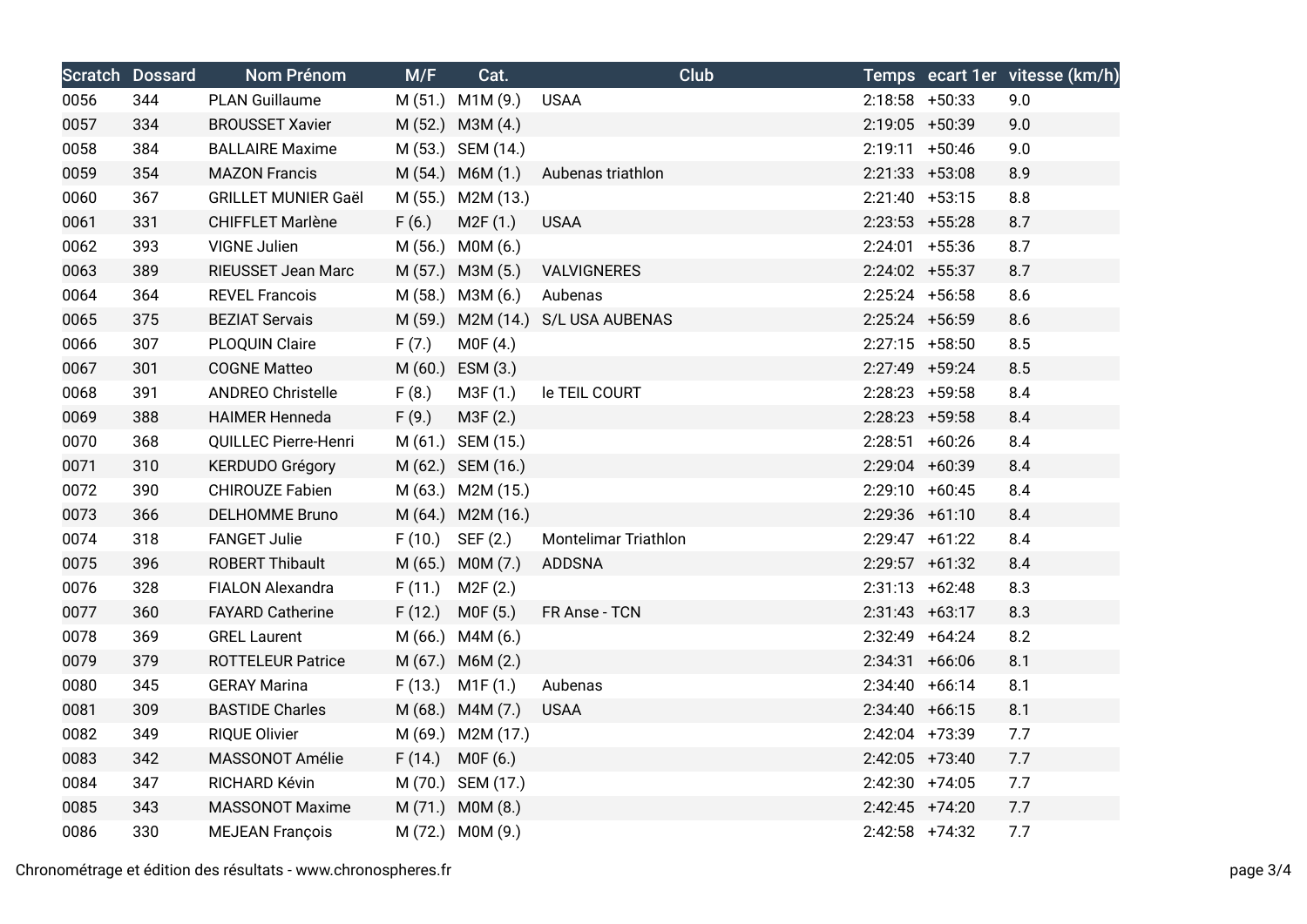| Scratch | Dossard | Nom Prénom | M/F | Cat. | Club | Temps | ecart 1er | vitesse (km/h) |
|---|---|---|---|---|---|---|---|---|
| 0056 | 344 | PLAN Guillaume | M (51.) | M1M (9.) | USAA | 2:18:58 | +50:33 | 9.0 |
| 0057 | 334 | BROUSSET Xavier | M (52.) | M3M (4.) | | 2:19:05 | +50:39 | 9.0 |
| 0058 | 384 | BALLAIRE Maxime | M (53.) | SEM (14.) | | 2:19:11 | +50:46 | 9.0 |
| 0059 | 354 | MAZON Francis | M (54.) | M6M (1.) | Aubenas triathlon | 2:21:33 | +53:08 | 8.9 |
| 0060 | 367 | GRILLET MUNIER Gaël | M (55.) | M2M (13.) | | 2:21:40 | +53:15 | 8.8 |
| 0061 | 331 | CHIFFLET Marlène | F (6.) | M2F (1.) | USAA | 2:23:53 | +55:28 | 8.7 |
| 0062 | 393 | VIGNE Julien | M (56.) | M0M (6.) | | 2:24:01 | +55:36 | 8.7 |
| 0063 | 389 | RIEUSSET Jean Marc | M (57.) | M3M (5.) | VALVIGNERES | 2:24:02 | +55:37 | 8.7 |
| 0064 | 364 | REVEL Francois | M (58.) | M3M (6.) | Aubenas | 2:25:24 | +56:58 | 8.6 |
| 0065 | 375 | BEZIAT Servais | M (59.) | M2M (14.) | S/L USA AUBENAS | 2:25:24 | +56:59 | 8.6 |
| 0066 | 307 | PLOQUIN Claire | F (7.) | M0F (4.) | | 2:27:15 | +58:50 | 8.5 |
| 0067 | 301 | COGNE Matteo | M (60.) | ESM (3.) | | 2:27:49 | +59:24 | 8.5 |
| 0068 | 391 | ANDREO Christelle | F (8.) | M3F (1.) | le TEIL COURT | 2:28:23 | +59:58 | 8.4 |
| 0069 | 388 | HAIMER Henneda | F (9.) | M3F (2.) | | 2:28:23 | +59:58 | 8.4 |
| 0070 | 368 | QUILLEC Pierre-Henri | M (61.) | SEM (15.) | | 2:28:51 | +60:26 | 8.4 |
| 0071 | 310 | KERDUDO Grégory | M (62.) | SEM (16.) | | 2:29:04 | +60:39 | 8.4 |
| 0072 | 390 | CHIROUZE Fabien | M (63.) | M2M (15.) | | 2:29:10 | +60:45 | 8.4 |
| 0073 | 366 | DELHOMME Bruno | M (64.) | M2M (16.) | | 2:29:36 | +61:10 | 8.4 |
| 0074 | 318 | FANGET Julie | F (10.) | SEF (2.) | Montelimar Triathlon | 2:29:47 | +61:22 | 8.4 |
| 0075 | 396 | ROBERT Thibault | M (65.) | M0M (7.) | ADDSNA | 2:29:57 | +61:32 | 8.4 |
| 0076 | 328 | FIALON Alexandra | F (11.) | M2F (2.) | | 2:31:13 | +62:48 | 8.3 |
| 0077 | 360 | FAYARD Catherine | F (12.) | M0F (5.) | FR Anse - TCN | 2:31:43 | +63:17 | 8.3 |
| 0078 | 369 | GREL Laurent | M (66.) | M4M (6.) | | 2:32:49 | +64:24 | 8.2 |
| 0079 | 379 | ROTTELEUR Patrice | M (67.) | M6M (2.) | | 2:34:31 | +66:06 | 8.1 |
| 0080 | 345 | GERAY Marina | F (13.) | M1F (1.) | Aubenas | 2:34:40 | +66:14 | 8.1 |
| 0081 | 309 | BASTIDE Charles | M (68.) | M4M (7.) | USAA | 2:34:40 | +66:15 | 8.1 |
| 0082 | 349 | RIQUE Olivier | M (69.) | M2M (17.) | | 2:42:04 | +73:39 | 7.7 |
| 0083 | 342 | MASSONOT Amélie | F (14.) | M0F (6.) | | 2:42:05 | +73:40 | 7.7 |
| 0084 | 347 | RICHARD Kévin | M (70.) | SEM (17.) | | 2:42:30 | +74:05 | 7.7 |
| 0085 | 343 | MASSONOT Maxime | M (71.) | M0M (8.) | | 2:42:45 | +74:20 | 7.7 |
| 0086 | 330 | MEJEAN François | M (72.) | M0M (9.) | | 2:42:58 | +74:32 | 7.7 |

Chronométrage et édition des résultats - www.chronospheres.fr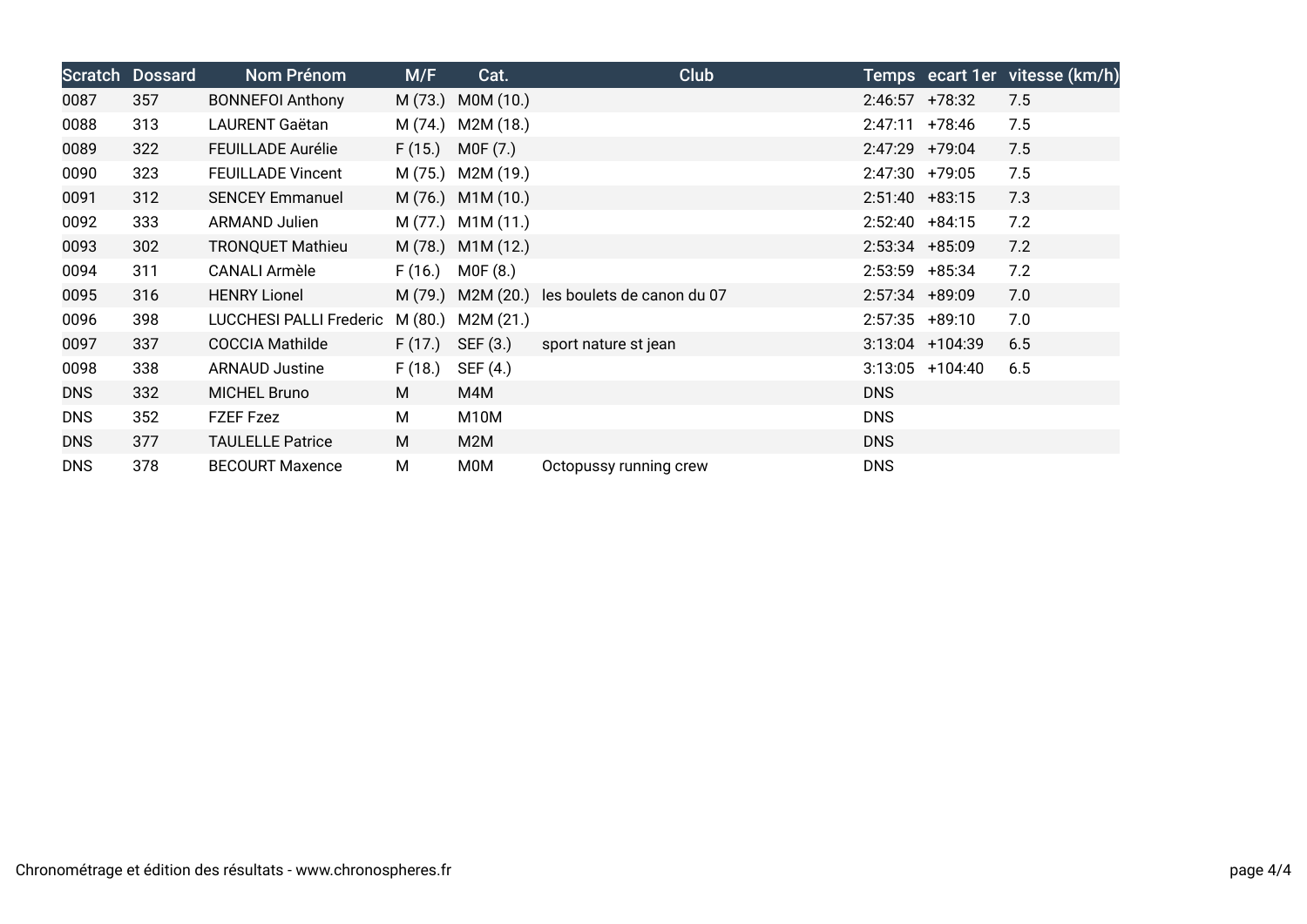| Scratch | Dossard | Nom Prénom | M/F | Cat. | Club | Temps | ecart 1er | vitesse (km/h) |
|---|---|---|---|---|---|---|---|---|
| 0087 | 357 | BONNEFOI Anthony | M (73.) | M0M (10.) | | 2:46:57 | +78:32 | 7.5 |
| 0088 | 313 | LAURENT Gaëtan | M (74.) | M2M (18.) | | 2:47:11 | +78:46 | 7.5 |
| 0089 | 322 | FEUILLADE Aurélie | F (15.) | M0F (7.) | | 2:47:29 | +79:04 | 7.5 |
| 0090 | 323 | FEUILLADE Vincent | M (75.) | M2M (19.) | | 2:47:30 | +79:05 | 7.5 |
| 0091 | 312 | SENCEY Emmanuel | M (76.) | M1M (10.) | | 2:51:40 | +83:15 | 7.3 |
| 0092 | 333 | ARMAND Julien | M (77.) | M1M (11.) | | 2:52:40 | +84:15 | 7.2 |
| 0093 | 302 | TRONQUET Mathieu | M (78.) | M1M (12.) | | 2:53:34 | +85:09 | 7.2 |
| 0094 | 311 | CANALI Armèle | F (16.) | M0F (8.) | | 2:53:59 | +85:34 | 7.2 |
| 0095 | 316 | HENRY Lionel | M (79.) | M2M (20.) | les boulets de canon du 07 | 2:57:34 | +89:09 | 7.0 |
| 0096 | 398 | LUCCHESI PALLI Frederic | M (80.) | M2M (21.) | | 2:57:35 | +89:10 | 7.0 |
| 0097 | 337 | COCCIA Mathilde | F (17.) | SEF (3.) | sport nature st jean | 3:13:04 | +104:39 | 6.5 |
| 0098 | 338 | ARNAUD Justine | F (18.) | SEF (4.) | | 3:13:05 | +104:40 | 6.5 |
| DNS | 332 | MICHEL Bruno | M | M4M | | DNS | | |
| DNS | 352 | FZEF Fzez | M | M10M | | DNS | | |
| DNS | 377 | TAULELLE Patrice | M | M2M | | DNS | | |
| DNS | 378 | BECOURT Maxence | M | M0M | Octopussy running crew | DNS | | |

Chronométrage et édition des résultats - www.chronospheres.fr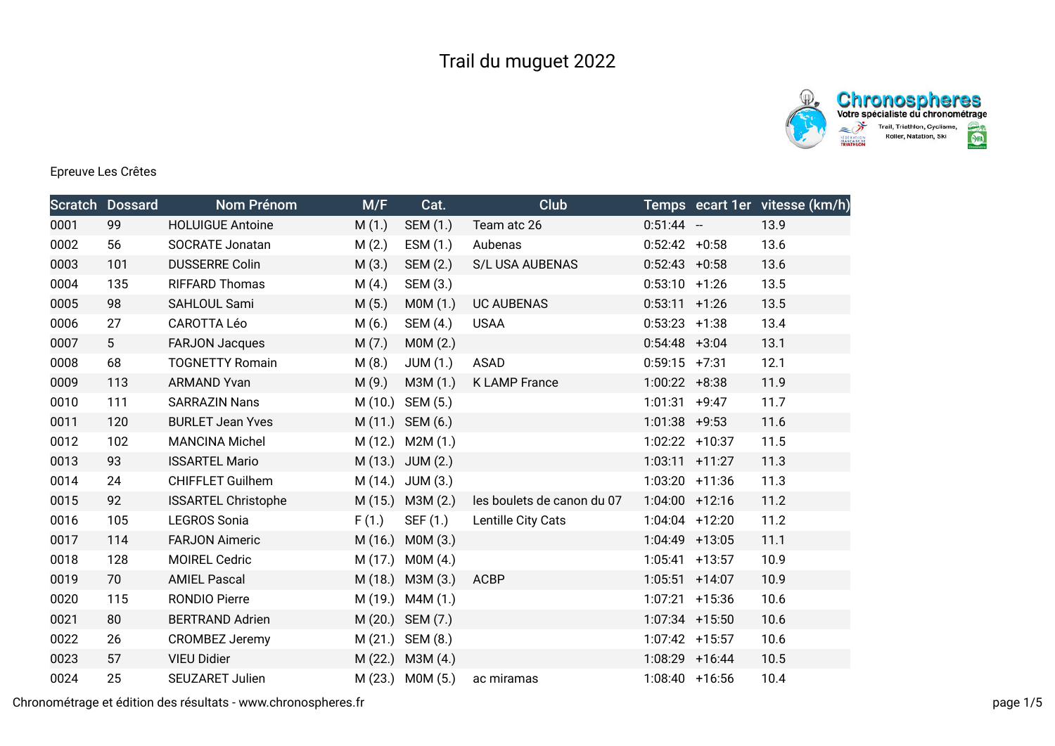# Trail du muguet 2022

Epreuve Les Crêtes

| Scratch | Dossard | Nom Prénom | M/F | Cat. | Club | Temps | ecart 1er | vitesse (km/h) |
|---|---|---|---|---|---|---|---|---|
| 0001 | 99 | HOLUIGUE Antoine | M (1.) | SEM (1.) | Team atc 26 | 0:51:44 | -- | 13.9 |
| 0002 | 56 | SOCRATE Jonatan | M (2.) | ESM (1.) | Aubenas | 0:52:42 | +0:58 | 13.6 |
| 0003 | 101 | DUSSERRE Colin | M (3.) | SEM (2.) | S/L USA AUBENAS | 0:52:43 | +0:58 | 13.6 |
| 0004 | 135 | RIFFARD Thomas | M (4.) | SEM (3.) | | 0:53:10 | +1:26 | 13.5 |
| 0005 | 98 | SAHLOUL Sami | M (5.) | M0M (1.) | UC AUBENAS | 0:53:11 | +1:26 | 13.5 |
| 0006 | 27 | CAROTTA Léo | M (6.) | SEM (4.) | USAA | 0:53:23 | +1:38 | 13.4 |
| 0007 | 5 | FARJON Jacques | M (7.) | M0M (2.) | | 0:54:48 | +3:04 | 13.1 |
| 0008 | 68 | TOGNETTY Romain | M (8.) | JUM (1.) | ASAD | 0:59:15 | +7:31 | 12.1 |
| 0009 | 113 | ARMAND Yvan | M (9.) | M3M (1.) | K LAMP France | 1:00:22 | +8:38 | 11.9 |
| 0010 | 111 | SARRAZIN Nans | M (10.) | SEM (5.) | | 1:01:31 | +9:47 | 11.7 |
| 0011 | 120 | BURLET Jean Yves | M (11.) | SEM (6.) | | 1:01:38 | +9:53 | 11.6 |
| 0012 | 102 | MANCINA Michel | M (12.) | M2M (1.) | | 1:02:22 | +10:37 | 11.5 |
| 0013 | 93 | ISSARTEL Mario | M (13.) | JUM (2.) | | 1:03:11 | +11:27 | 11.3 |
| 0014 | 24 | CHIFFLET Guilhem | M (14.) | JUM (3.) | | 1:03:20 | +11:36 | 11.3 |
| 0015 | 92 | ISSARTEL Christophe | M (15.) | M3M (2.) | les boulets de canon du 07 | 1:04:00 | +12:16 | 11.2 |
| 0016 | 105 | LEGROS Sonia | F (1.) | SEF (1.) | Lentille City Cats | 1:04:04 | +12:20 | 11.2 |
| 0017 | 114 | FARJON Aimeric | M (16.) | M0M (3.) | | 1:04:49 | +13:05 | 11.1 |
| 0018 | 128 | MOIREL Cedric | M (17.) | M0M (4.) | | 1:05:41 | +13:57 | 10.9 |
| 0019 | 70 | AMIEL Pascal | M (18.) | M3M (3.) | ACBP | 1:05:51 | +14:07 | 10.9 |
| 0020 | 115 | RONDIO Pierre | M (19.) | M4M (1.) | | 1:07:21 | +15:36 | 10.6 |
| 0021 | 80 | BERTRAND Adrien | M (20.) | SEM (7.) | | 1:07:34 | +15:50 | 10.6 |
| 0022 | 26 | CROMBEZ Jeremy | M (21.) | SEM (8.) | | 1:07:42 | +15:57 | 10.6 |
| 0023 | 57 | VIEU Didier | M (22.) | M3M (4.) | | 1:08:29 | +16:44 | 10.5 |
| 0024 | 25 | SEUZARET Julien | M (23.) | M0M (5.) | ac miramas | 1:08:40 | +16:56 | 10.4 |

Chronométrage et édition des résultats - www.chronospheres.fr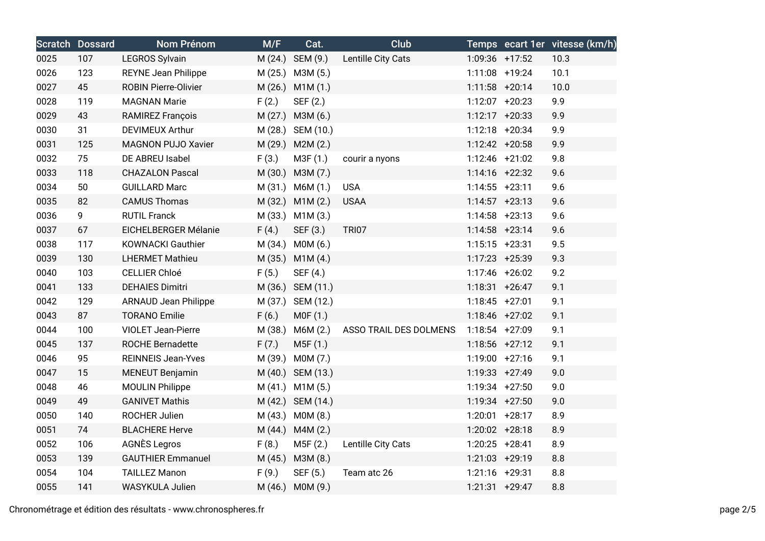| Scratch | Dossard | Nom Prénom | M/F | Cat. | Club | Temps | ecart 1er | vitesse (km/h) |
|---|---|---|---|---|---|---|---|---|
| 0025 | 107 | LEGROS Sylvain | M (24.) | SEM (9.) | Lentille City Cats | 1:09:36 | +17:52 | 10.3 |
| 0026 | 123 | REYNE Jean Philippe | M (25.) | M3M (5.) | | 1:11:08 | +19:24 | 10.1 |
| 0027 | 45 | ROBIN Pierre-Olivier | M (26.) | M1M (1.) | | 1:11:58 | +20:14 | 10.0 |
| 0028 | 119 | MAGNAN Marie | F (2.) | SEF (2.) | | 1:12:07 | +20:23 | 9.9 |
| 0029 | 43 | RAMIREZ François | M (27.) | M3M (6.) | | 1:12:17 | +20:33 | 9.9 |
| 0030 | 31 | DEVIMEUX Arthur | M (28.) | SEM (10.) | | 1:12:18 | +20:34 | 9.9 |
| 0031 | 125 | MAGNON PUJO Xavier | M (29.) | M2M (2.) | | 1:12:42 | +20:58 | 9.9 |
| 0032 | 75 | DE ABREU Isabel | F (3.) | M3F (1.) | courir a nyons | 1:12:46 | +21:02 | 9.8 |
| 0033 | 118 | CHAZALON Pascal | M (30.) | M3M (7.) | | 1:14:16 | +22:32 | 9.6 |
| 0034 | 50 | GUILLARD Marc | M (31.) | M6M (1.) | USA | 1:14:55 | +23:11 | 9.6 |
| 0035 | 82 | CAMUS Thomas | M (32.) | M1M (2.) | USAA | 1:14:57 | +23:13 | 9.6 |
| 0036 | 9 | RUTIL Franck | M (33.) | M1M (3.) | | 1:14:58 | +23:13 | 9.6 |
| 0037 | 67 | EICHELBERGER Mélanie | F (4.) | SEF (3.) | TRI07 | 1:14:58 | +23:14 | 9.6 |
| 0038 | 117 | KOWNACKI Gauthier | M (34.) | M0M (6.) | | 1:15:15 | +23:31 | 9.5 |
| 0039 | 130 | LHERMET Mathieu | M (35.) | M1M (4.) | | 1:17:23 | +25:39 | 9.3 |
| 0040 | 103 | CELLIER Chloé | F (5.) | SEF (4.) | | 1:17:46 | +26:02 | 9.2 |
| 0041 | 133 | DEHAIES Dimitri | M (36.) | SEM (11.) | | 1:18:31 | +26:47 | 9.1 |
| 0042 | 129 | ARNAUD Jean Philippe | M (37.) | SEM (12.) | | 1:18:45 | +27:01 | 9.1 |
| 0043 | 87 | TORANO Emilie | F (6.) | M0F (1.) | | 1:18:46 | +27:02 | 9.1 |
| 0044 | 100 | VIOLET Jean-Pierre | M (38.) | M6M (2.) | ASSO TRAIL DES DOLMENS | 1:18:54 | +27:09 | 9.1 |
| 0045 | 137 | ROCHE Bernadette | F (7.) | M5F (1.) | | 1:18:56 | +27:12 | 9.1 |
| 0046 | 95 | REINNEIS Jean-Yves | M (39.) | M0M (7.) | | 1:19:00 | +27:16 | 9.1 |
| 0047 | 15 | MENEUT Benjamin | M (40.) | SEM (13.) | | 1:19:33 | +27:49 | 9.0 |
| 0048 | 46 | MOULIN Philippe | M (41.) | M1M (5.) | | 1:19:34 | +27:50 | 9.0 |
| 0049 | 49 | GANIVET Mathis | M (42.) | SEM (14.) | | 1:19:34 | +27:50 | 9.0 |
| 0050 | 140 | ROCHER Julien | M (43.) | M0M (8.) | | 1:20:01 | +28:17 | 8.9 |
| 0051 | 74 | BLACHERE Herve | M (44.) | M4M (2.) | | 1:20:02 | +28:18 | 8.9 |
| 0052 | 106 | AGNÈS Legros | F (8.) | M5F (2.) | Lentille City Cats | 1:20:25 | +28:41 | 8.9 |
| 0053 | 139 | GAUTHIER Emmanuel | M (45.) | M3M (8.) | | 1:21:03 | +29:19 | 8.8 |
| 0054 | 104 | TAILLEZ Manon | F (9.) | SEF (5.) | Team atc 26 | 1:21:16 | +29:31 | 8.8 |
| 0055 | 141 | WASYKULA Julien | M (46.) | M0M (9.) | | 1:21:31 | +29:47 | 8.8 |

Chronométrage et édition des résultats - www.chronospheres.fr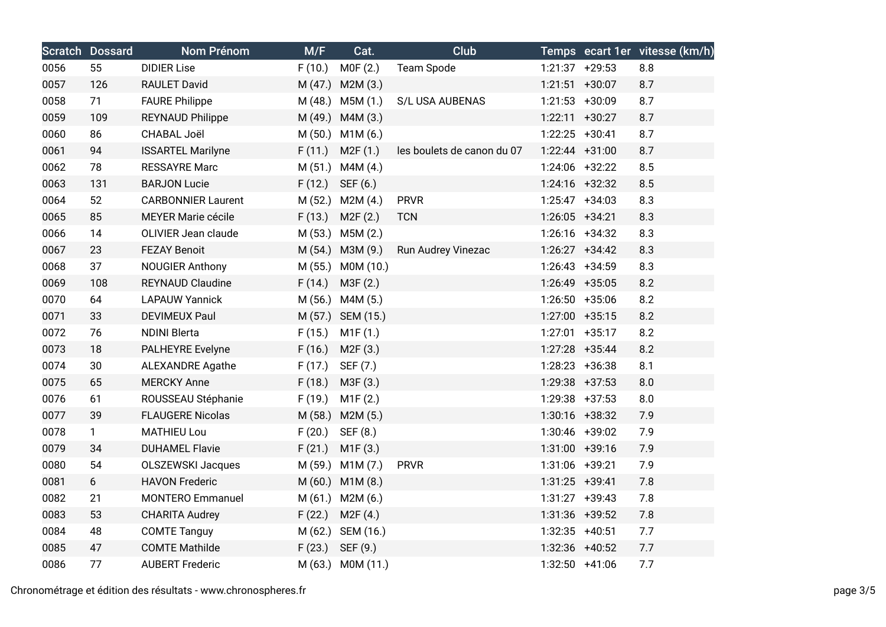| Scratch | Dossard | Nom Prénom | M/F | Cat. | Club | Temps | ecart 1er | vitesse (km/h) |
|---|---|---|---|---|---|---|---|---|
| 0056 | 55 | DIDIER Lise | F (10.) | M0F (2.) | Team Spode | 1:21:37 | +29:53 | 8.8 |
| 0057 | 126 | RAULET David | M (47.) | M2M (3.) | | 1:21:51 | +30:07 | 8.7 |
| 0058 | 71 | FAURE Philippe | M (48.) | M5M (1.) | S/L USA AUBENAS | 1:21:53 | +30:09 | 8.7 |
| 0059 | 109 | REYNAUD Philippe | M (49.) | M4M (3.) | | 1:22:11 | +30:27 | 8.7 |
| 0060 | 86 | CHABAL Joël | M (50.) | M1M (6.) | | 1:22:25 | +30:41 | 8.7 |
| 0061 | 94 | ISSARTEL Marilyne | F (11.) | M2F (1.) | les boulets de canon du 07 | 1:22:44 | +31:00 | 8.7 |
| 0062 | 78 | RESSAYRE Marc | M (51.) | M4M (4.) | | 1:24:06 | +32:22 | 8.5 |
| 0063 | 131 | BARJON Lucie | F (12.) | SEF (6.) | | 1:24:16 | +32:32 | 8.5 |
| 0064 | 52 | CARBONNIER Laurent | M (52.) | M2M (4.) | PRVR | 1:25:47 | +34:03 | 8.3 |
| 0065 | 85 | MEYER Marie cécile | F (13.) | M2F (2.) | TCN | 1:26:05 | +34:21 | 8.3 |
| 0066 | 14 | OLIVIER Jean claude | M (53.) | M5M (2.) | | 1:26:16 | +34:32 | 8.3 |
| 0067 | 23 | FEZAY Benoit | M (54.) | M3M (9.) | Run Audrey Vinezac | 1:26:27 | +34:42 | 8.3 |
| 0068 | 37 | NOUGIER Anthony | M (55.) | M0M (10.) | | 1:26:43 | +34:59 | 8.3 |
| 0069 | 108 | REYNAUD Claudine | F (14.) | M3F (2.) | | 1:26:49 | +35:05 | 8.2 |
| 0070 | 64 | LAPAUW Yannick | M (56.) | M4M (5.) | | 1:26:50 | +35:06 | 8.2 |
| 0071 | 33 | DEVIMEUX Paul | M (57.) | SEM (15.) | | 1:27:00 | +35:15 | 8.2 |
| 0072 | 76 | NDINI Blerta | F (15.) | M1F (1.) | | 1:27:01 | +35:17 | 8.2 |
| 0073 | 18 | PALHEYRE Evelyne | F (16.) | M2F (3.) | | 1:27:28 | +35:44 | 8.2 |
| 0074 | 30 | ALEXANDRE Agathe | F (17.) | SEF (7.) | | 1:28:23 | +36:38 | 8.1 |
| 0075 | 65 | MERCKY Anne | F (18.) | M3F (3.) | | 1:29:38 | +37:53 | 8.0 |
| 0076 | 61 | ROUSSEAU Stéphanie | F (19.) | M1F (2.) | | 1:29:38 | +37:53 | 8.0 |
| 0077 | 39 | FLAUGERE Nicolas | M (58.) | M2M (5.) | | 1:30:16 | +38:32 | 7.9 |
| 0078 | 1 | MATHIEU Lou | F (20.) | SEF (8.) | | 1:30:46 | +39:02 | 7.9 |
| 0079 | 34 | DUHAMEL Flavie | F (21.) | M1F (3.) | | 1:31:00 | +39:16 | 7.9 |
| 0080 | 54 | OLSZEWSKI Jacques | M (59.) | M1M (7.) | PRVR | 1:31:06 | +39:21 | 7.9 |
| 0081 | 6 | HAVON Frederic | M (60.) | M1M (8.) | | 1:31:25 | +39:41 | 7.8 |
| 0082 | 21 | MONTERO Emmanuel | M (61.) | M2M (6.) | | 1:31:27 | +39:43 | 7.8 |
| 0083 | 53 | CHARITA Audrey | F (22.) | M2F (4.) | | 1:31:36 | +39:52 | 7.8 |
| 0084 | 48 | COMTE Tanguy | M (62.) | SEM (16.) | | 1:32:35 | +40:51 | 7.7 |
| 0085 | 47 | COMTE Mathilde | F (23.) | SEF (9.) | | 1:32:36 | +40:52 | 7.7 |
| 0086 | 77 | AUBERT Frederic | M (63.) | M0M (11.) | | 1:32:50 | +41:06 | 7.7 |

Chronométrage et édition des résultats - www.chronospheres.fr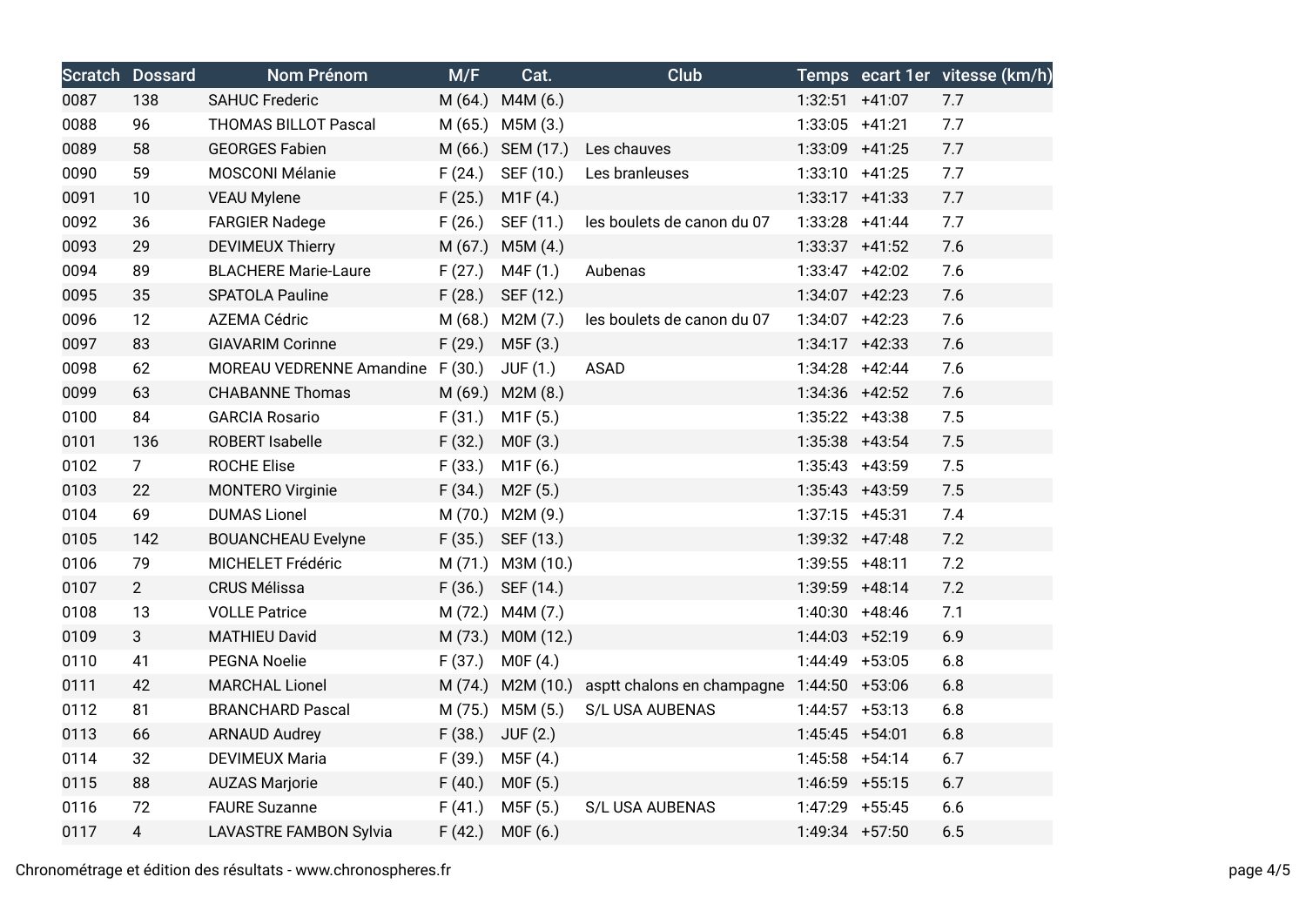| Scratch | Dossard | Nom Prénom | M/F | Cat. | Club | Temps | ecart 1er | vitesse (km/h) |
|---|---|---|---|---|---|---|---|---|
| 0087 | 138 | SAHUC Frederic | M (64.) | M4M (6.) | | 1:32:51 | +41:07 | 7.7 |
| 0088 | 96 | THOMAS BILLOT Pascal | M (65.) | M5M (3.) | | 1:33:05 | +41:21 | 7.7 |
| 0089 | 58 | GEORGES Fabien | M (66.) | SEM (17.) | Les chauves | 1:33:09 | +41:25 | 7.7 |
| 0090 | 59 | MOSCONI Mélanie | F (24.) | SEF (10.) | Les branleuses | 1:33:10 | +41:25 | 7.7 |
| 0091 | 10 | VEAU Mylene | F (25.) | M1F (4.) | | 1:33:17 | +41:33 | 7.7 |
| 0092 | 36 | FARGIER Nadege | F (26.) | SEF (11.) | les boulets de canon du 07 | 1:33:28 | +41:44 | 7.7 |
| 0093 | 29 | DEVIMEUX Thierry | M (67.) | M5M (4.) | | 1:33:37 | +41:52 | 7.6 |
| 0094 | 89 | BLACHERE Marie-Laure | F (27.) | M4F (1.) | Aubenas | 1:33:47 | +42:02 | 7.6 |
| 0095 | 35 | SPATOLA Pauline | F (28.) | SEF (12.) | | 1:34:07 | +42:23 | 7.6 |
| 0096 | 12 | AZEMA Cédric | M (68.) | M2M (7.) | les boulets de canon du 07 | 1:34:07 | +42:23 | 7.6 |
| 0097 | 83 | GIAVARIM Corinne | F (29.) | M5F (3.) | | 1:34:17 | +42:33 | 7.6 |
| 0098 | 62 | MOREAU VEDRENNE Amandine | F (30.) | JUF (1.) | ASAD | 1:34:28 | +42:44 | 7.6 |
| 0099 | 63 | CHABANNE Thomas | M (69.) | M2M (8.) | | 1:34:36 | +42:52 | 7.6 |
| 0100 | 84 | GARCIA Rosario | F (31.) | M1F (5.) | | 1:35:22 | +43:38 | 7.5 |
| 0101 | 136 | ROBERT Isabelle | F (32.) | M0F (3.) | | 1:35:38 | +43:54 | 7.5 |
| 0102 | 7 | ROCHE Elise | F (33.) | M1F (6.) | | 1:35:43 | +43:59 | 7.5 |
| 0103 | 22 | MONTERO Virginie | F (34.) | M2F (5.) | | 1:35:43 | +43:59 | 7.5 |
| 0104 | 69 | DUMAS Lionel | M (70.) | M2M (9.) | | 1:37:15 | +45:31 | 7.4 |
| 0105 | 142 | BOUANCHEAU Evelyne | F (35.) | SEF (13.) | | 1:39:32 | +47:48 | 7.2 |
| 0106 | 79 | MICHELET Frédéric | M (71.) | M3M (10.) | | 1:39:55 | +48:11 | 7.2 |
| 0107 | 2 | CRUS Mélissa | F (36.) | SEF (14.) | | 1:39:59 | +48:14 | 7.2 |
| 0108 | 13 | VOLLE Patrice | M (72.) | M4M (7.) | | 1:40:30 | +48:46 | 7.1 |
| 0109 | 3 | MATHIEU David | M (73.) | M0M (12.) | | 1:44:03 | +52:19 | 6.9 |
| 0110 | 41 | PEGNA Noelie | F (37.) | M0F (4.) | | 1:44:49 | +53:05 | 6.8 |
| 0111 | 42 | MARCHAL Lionel | M (74.) | M2M (10.) | asptt chalons en champagne | 1:44:50 | +53:06 | 6.8 |
| 0112 | 81 | BRANCHARD Pascal | M (75.) | M5M (5.) | S/L USA AUBENAS | 1:44:57 | +53:13 | 6.8 |
| 0113 | 66 | ARNAUD Audrey | F (38.) | JUF (2.) | | 1:45:45 | +54:01 | 6.8 |
| 0114 | 32 | DEVIMEUX Maria | F (39.) | M5F (4.) | | 1:45:58 | +54:14 | 6.7 |
| 0115 | 88 | AUZAS Marjorie | F (40.) | M0F (5.) | | 1:46:59 | +55:15 | 6.7 |
| 0116 | 72 | FAURE Suzanne | F (41.) | M5F (5.) | S/L USA AUBENAS | 1:47:29 | +55:45 | 6.6 |
| 0117 | 4 | LAVASTRE FAMBON Sylvia | F (42.) | M0F (6.) | | 1:49:34 | +57:50 | 6.5 |

Chronométrage et édition des résultats - www.chronospheres.fr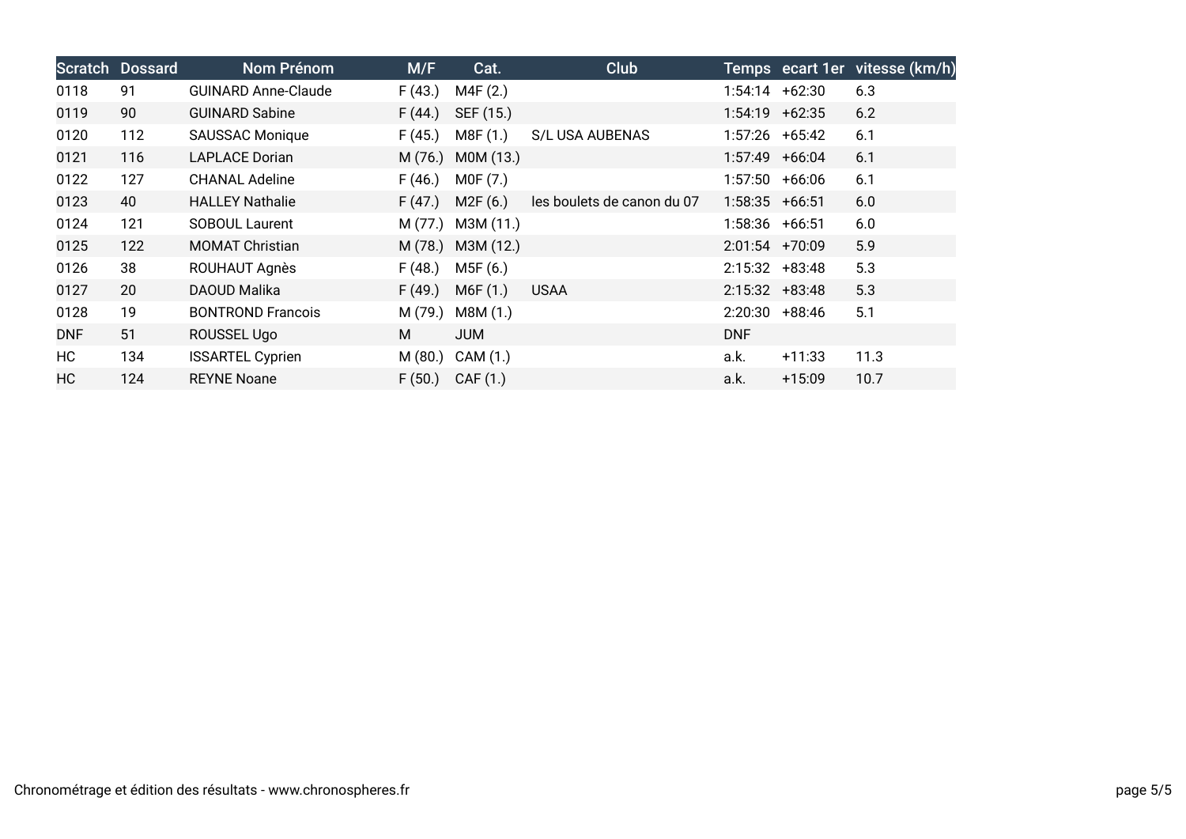| Scratch | Dossard | Nom Prénom | M/F | Cat. | Club | Temps | ecart 1er | vitesse (km/h) |
|---|---|---|---|---|---|---|---|---|
| 0118 | 91 | GUINARD Anne-Claude | F (43.) | M4F (2.) | | 1:54:14 | +62:30 | 6.3 |
| 0119 | 90 | GUINARD Sabine | F (44.) | SEF (15.) | | 1:54:19 | +62:35 | 6.2 |
| 0120 | 112 | SAUSSAC Monique | F (45.) | M8F (1.) | S/L USA AUBENAS | 1:57:26 | +65:42 | 6.1 |
| 0121 | 116 | LAPLACE Dorian | M (76.) | M0M (13.) | | 1:57:49 | +66:04 | 6.1 |
| 0122 | 127 | CHANAL Adeline | F (46.) | M0F (7.) | | 1:57:50 | +66:06 | 6.1 |
| 0123 | 40 | HALLEY Nathalie | F (47.) | M2F (6.) | les boulets de canon du 07 | 1:58:35 | +66:51 | 6.0 |
| 0124 | 121 | SOBOUL Laurent | M (77.) | M3M (11.) | | 1:58:36 | +66:51 | 6.0 |
| 0125 | 122 | MOMAT Christian | M (78.) | M3M (12.) | | 2:01:54 | +70:09 | 5.9 |
| 0126 | 38 | ROUHAUT Agnès | F (48.) | M5F (6.) | | 2:15:32 | +83:48 | 5.3 |
| 0127 | 20 | DAOUD Malika | F (49.) | M6F (1.) | USAA | 2:15:32 | +83:48 | 5.3 |
| 0128 | 19 | BONTROND Francois | M (79.) | M8M (1.) | | 2:20:30 | +88:46 | 5.1 |
| DNF | 51 | ROUSSEL Ugo | M | JUM | | DNF | | |
| HC | 134 | ISSARTEL Cyprien | M (80.) | CAM (1.) | | a.k. | +11:33 | 11.3 |
| HC | 124 | REYNE Noane | F (50.) | CAF (1.) | | a.k. | +15:09 | 10.7 |

Chronométrage et édition des résultats - www.chronospheres.fr